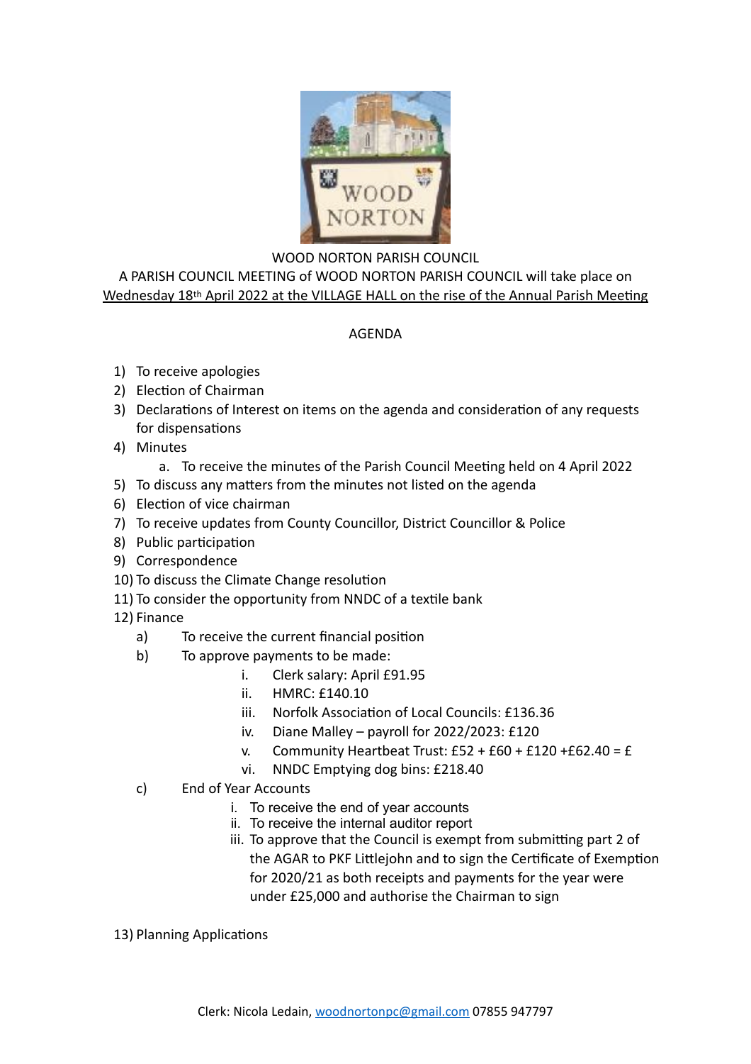WOOD NORTON PARISH COUNCIL

A PARISH COUNCIL MEETING of WOOD NORTON PARISH COUNCIL will take place on Wednesday 18th April 2022 at the VILLAGE HALL on the rise of the Annual Parish Meeting

AGENDA

1) To receive apologies
2) Election of Chairman
3) Declarations of Interest on items on the agenda and consideration of any requests for dispensations
4) Minutes
   a. To receive the minutes of the Parish Council Meeting held on 4 April 2022
5) To discuss any matters from the minutes not listed on the agenda
6) Election of vice chairman
7) To receive updates from County Councillor, District Councillor & Police
8) Public participation
9) Correspondence
10) To discuss the Climate Change resolution
11) To consider the opportunity from NNDC of a textile bank
12) Finance
    a) To receive the current financial position
    b) To approve payments to be made:
       i. Clerk salary: April £91.95
       ii. HMRC: £140.10
       iii. Norfolk Association of Local Councils: £136.36
       iv. Diane Malley – payroll for 2022/2023: £120
       v. Community Heartbeat Trust: £52 + £60 + £120 +£62.40 = £
       vi. NNDC Emptying dog bins: £218.40
    c) End of Year Accounts
       i. To receive the end of year accounts
       ii. To receive the internal auditor report
       iii. To approve that the Council is exempt from submitting part 2 of the AGAR to PKF Littlejohn and to sign the Certificate of Exemption for 2020/21 as both receipts and payments for the year were under £25,000 and authorise the Chairman to sign
13) Planning Applications

Clerk: Nicola Ledain, woodnortonpc@gmail.com 07855 947797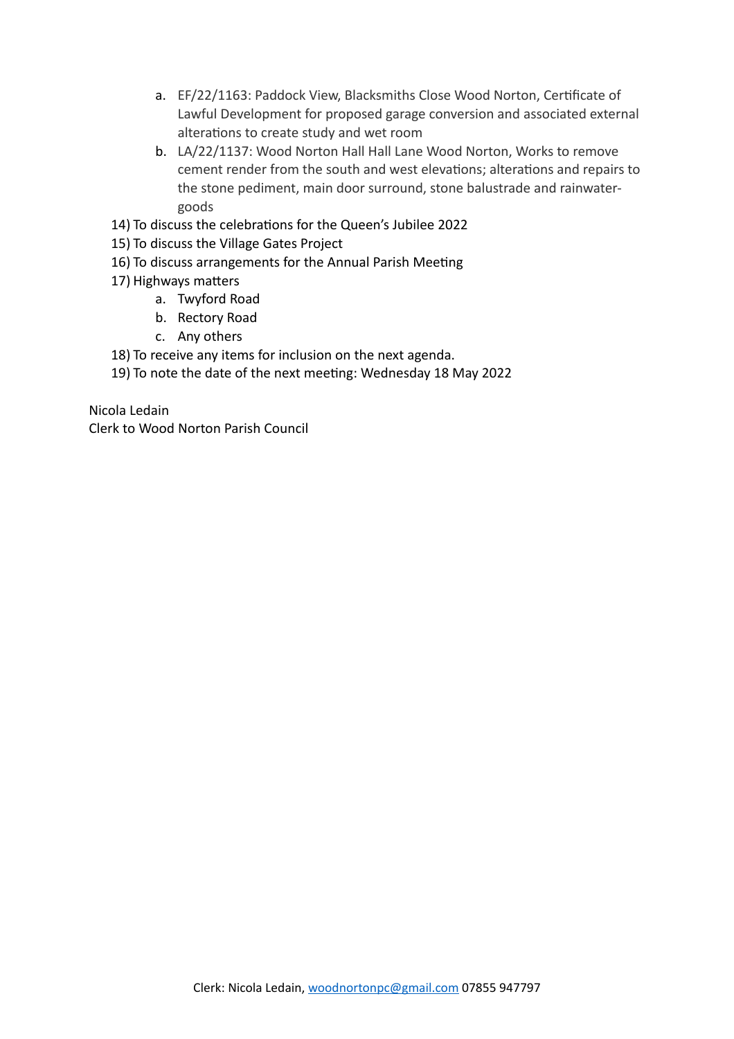a. EF/22/1163: Paddock View, Blacksmiths Close Wood Norton, Certificate of Lawful Development for proposed garage conversion and associated external alterations to create study and wet room
   b. LA/22/1137: Wood Norton Hall Hall Lane Wood Norton, Works to remove cement render from the south and west elevations; alterations and repairs to the stone pediment, main door surround, stone balustrade and rainwater-goods

14) To discuss the celebrations for the Queen's Jubilee 2022
15) To discuss the Village Gates Project
16) To discuss arrangements for the Annual Parish Meeting
17) Highways matters
   a. Twyford Road
   b. Rectory Road
   c. Any others
18) To receive any items for inclusion on the next agenda.
19) To note the date of the next meeting: Wednesday 18 May 2022

Nicola Ledain
Clerk to Wood Norton Parish Council

Clerk: Nicola Ledain, woodnortonpc@gmail.com 07855 947797